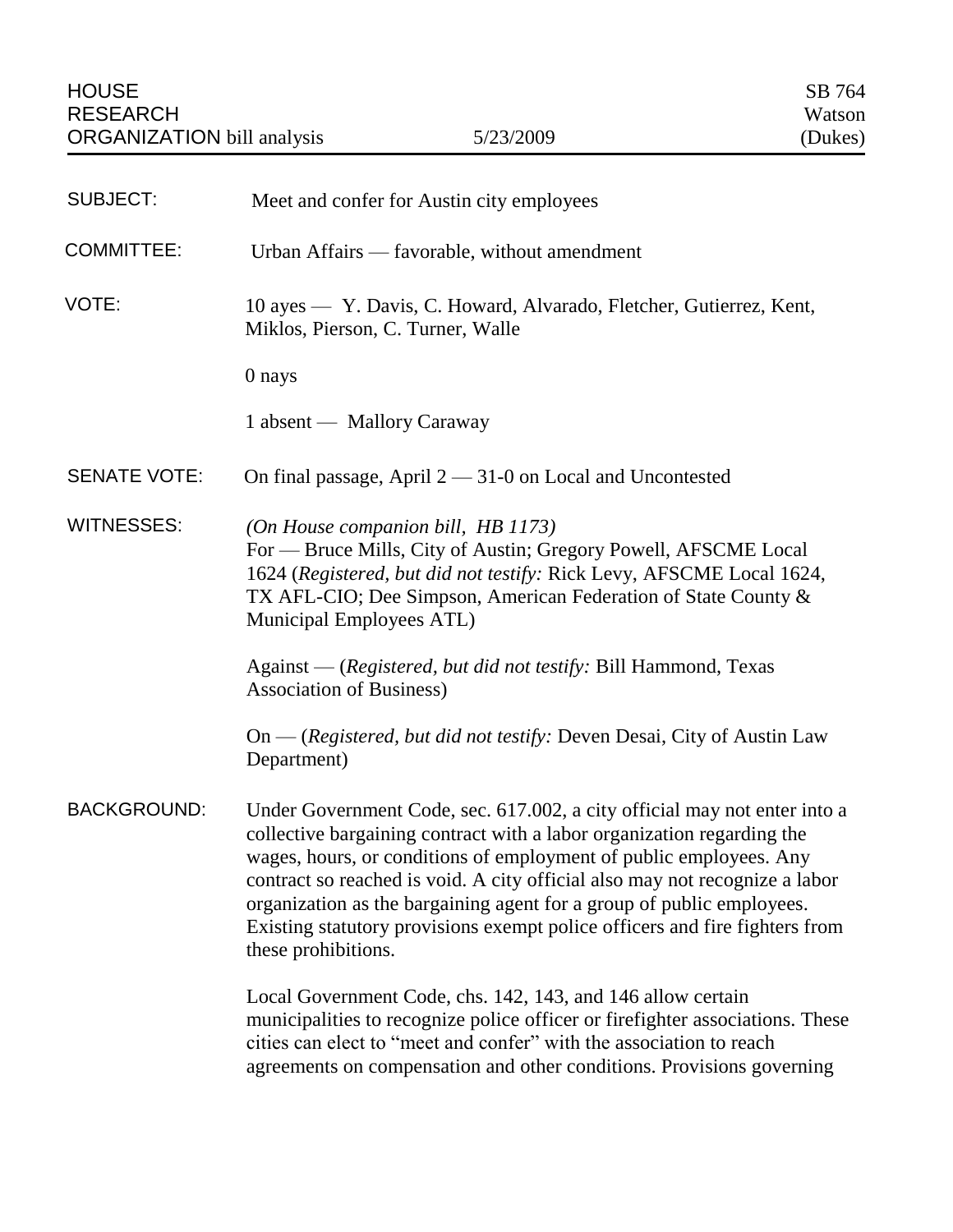HOUSE RESEARCH ORGANIZATION bill analysis | 5/23/2009 | SB 764 Watson (Dukes)

**SUBJECT:** Meet and confer for Austin city employees

**COMMITTEE:** Urban Affairs — favorable, without amendment

**VOTE:** 10 ayes — Y. Davis, C. Howard, Alvarado, Fletcher, Gutierrez, Kent, Miklos, Pierson, C. Turner, Walle

0 nays

1 absent — Mallory Caraway

**SENATE VOTE:** On final passage, April 2 — 31-0 on Local and Uncontested

**WITNESSES:** *(On House companion bill, HB 1173)*
For — Bruce Mills, City of Austin; Gregory Powell, AFSCME Local 1624 (*Registered, but did not testify:* Rick Levy, AFSCME Local 1624, TX AFL-CIO; Dee Simpson, American Federation of State County & Municipal Employees ATL)

Against — (*Registered, but did not testify:* Bill Hammond, Texas Association of Business)

On — (*Registered, but did not testify:* Deven Desai, City of Austin Law Department)

**BACKGROUND:** Under Government Code, sec. 617.002, a city official may not enter into a collective bargaining contract with a labor organization regarding the wages, hours, or conditions of employment of public employees. Any contract so reached is void. A city official also may not recognize a labor organization as the bargaining agent for a group of public employees. Existing statutory provisions exempt police officers and fire fighters from these prohibitions.

Local Government Code, chs. 142, 143, and 146 allow certain municipalities to recognize police officer or firefighter associations. These cities can elect to "meet and confer" with the association to reach agreements on compensation and other conditions. Provisions governing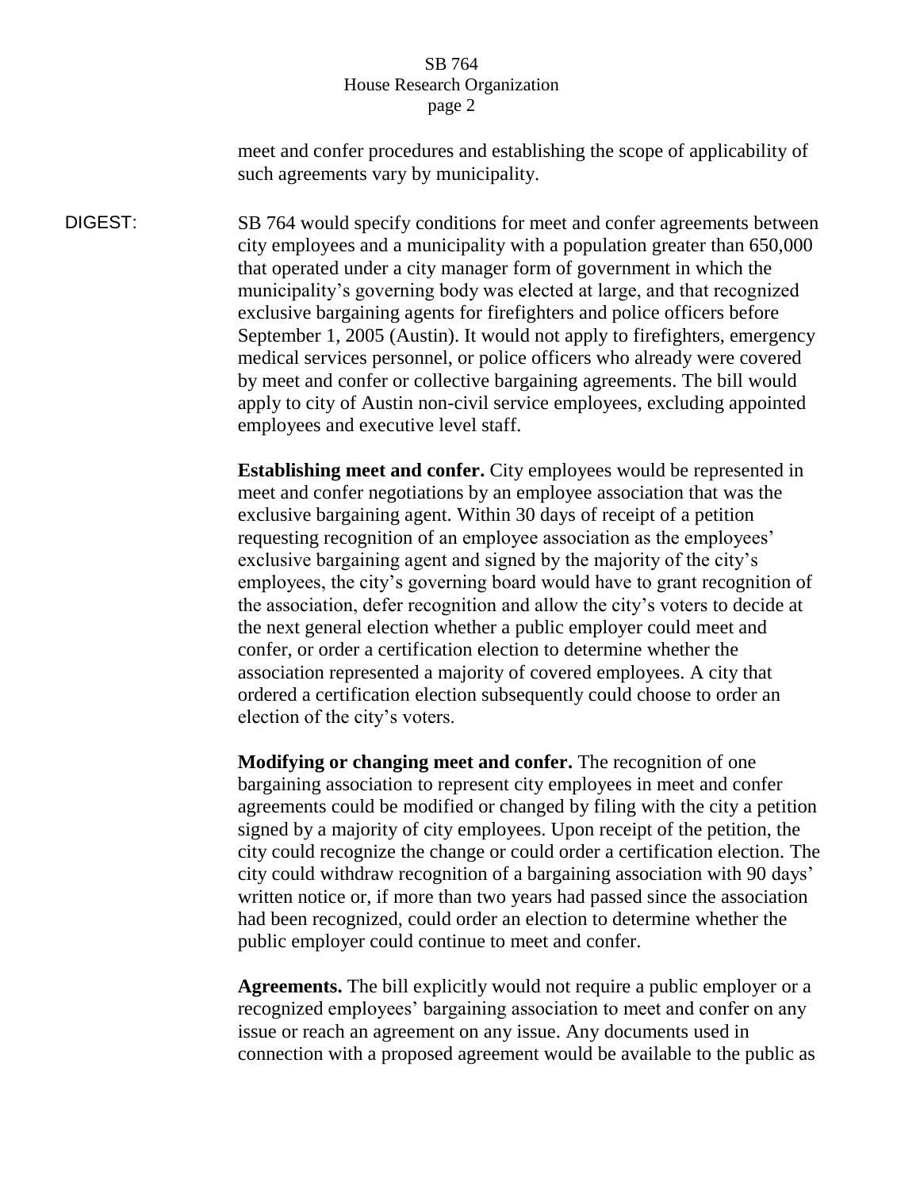meet and confer procedures and establishing the scope of applicability of such agreements vary by municipality.

DIGEST: SB 764 would specify conditions for meet and confer agreements between city employees and a municipality with a population greater than 650,000 that operated under a city manager form of government in which the municipality's governing body was elected at large, and that recognized exclusive bargaining agents for firefighters and police officers before September 1, 2005 (Austin). It would not apply to firefighters, emergency medical services personnel, or police officers who already were covered by meet and confer or collective bargaining agreements. The bill would apply to city of Austin non-civil service employees, excluding appointed employees and executive level staff.

**Establishing meet and confer.** City employees would be represented in meet and confer negotiations by an employee association that was the exclusive bargaining agent. Within 30 days of receipt of a petition requesting recognition of an employee association as the employees' exclusive bargaining agent and signed by the majority of the city's employees, the city's governing board would have to grant recognition of the association, defer recognition and allow the city's voters to decide at the next general election whether a public employer could meet and confer, or order a certification election to determine whether the association represented a majority of covered employees. A city that ordered a certification election subsequently could choose to order an election of the city's voters.

**Modifying or changing meet and confer.** The recognition of one bargaining association to represent city employees in meet and confer agreements could be modified or changed by filing with the city a petition signed by a majority of city employees. Upon receipt of the petition, the city could recognize the change or could order a certification election. The city could withdraw recognition of a bargaining association with 90 days' written notice or, if more than two years had passed since the association had been recognized, could order an election to determine whether the public employer could continue to meet and confer.

**Agreements.** The bill explicitly would not require a public employer or a recognized employees' bargaining association to meet and confer on any issue or reach an agreement on any issue. Any documents used in connection with a proposed agreement would be available to the public as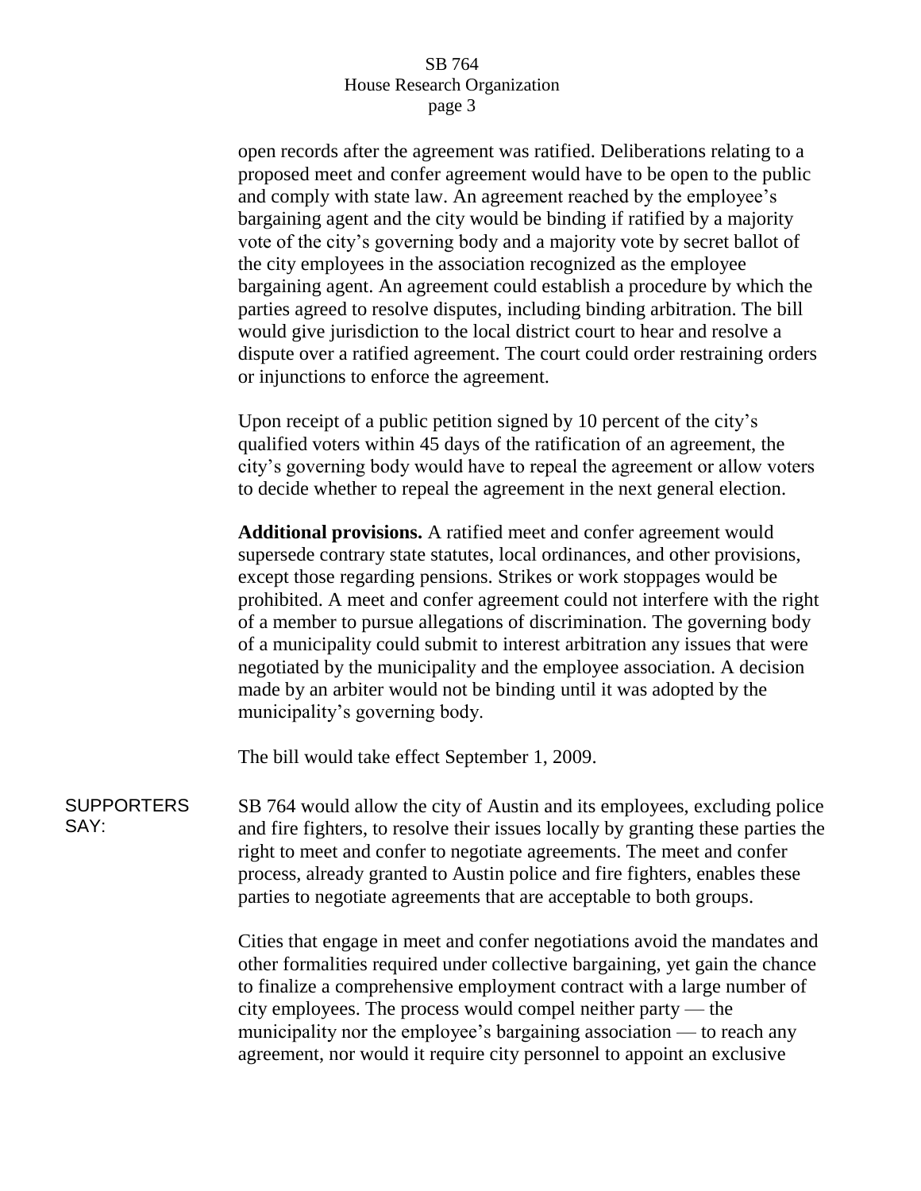open records after the agreement was ratified. Deliberations relating to a proposed meet and confer agreement would have to be open to the public and comply with state law. An agreement reached by the employee's bargaining agent and the city would be binding if ratified by a majority vote of the city's governing body and a majority vote by secret ballot of the city employees in the association recognized as the employee bargaining agent. An agreement could establish a procedure by which the parties agreed to resolve disputes, including binding arbitration. The bill would give jurisdiction to the local district court to hear and resolve a dispute over a ratified agreement. The court could order restraining orders or injunctions to enforce the agreement.

Upon receipt of a public petition signed by 10 percent of the city's qualified voters within 45 days of the ratification of an agreement, the city's governing body would have to repeal the agreement or allow voters to decide whether to repeal the agreement in the next general election.

**Additional provisions.** A ratified meet and confer agreement would supersede contrary state statutes, local ordinances, and other provisions, except those regarding pensions. Strikes or work stoppages would be prohibited. A meet and confer agreement could not interfere with the right of a member to pursue allegations of discrimination. The governing body of a municipality could submit to interest arbitration any issues that were negotiated by the municipality and the employee association. A decision made by an arbiter would not be binding until it was adopted by the municipality's governing body.

The bill would take effect September 1, 2009.

SUPPORTERS SAY:

SB 764 would allow the city of Austin and its employees, excluding police and fire fighters, to resolve their issues locally by granting these parties the right to meet and confer to negotiate agreements. The meet and confer process, already granted to Austin police and fire fighters, enables these parties to negotiate agreements that are acceptable to both groups.

Cities that engage in meet and confer negotiations avoid the mandates and other formalities required under collective bargaining, yet gain the chance to finalize a comprehensive employment contract with a large number of city employees. The process would compel neither party — the municipality nor the employee's bargaining association — to reach any agreement, nor would it require city personnel to appoint an exclusive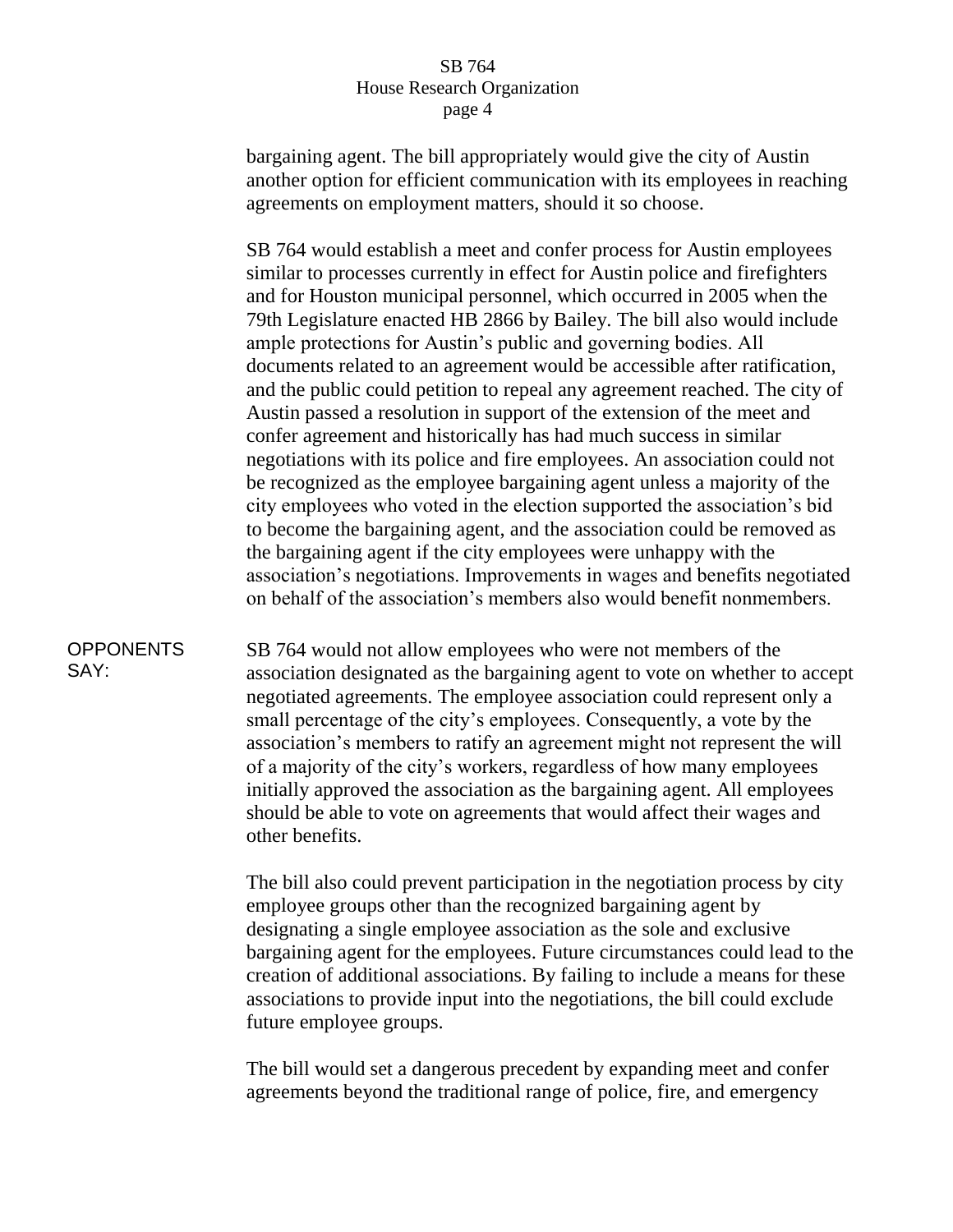bargaining agent. The bill appropriately would give the city of Austin another option for efficient communication with its employees in reaching agreements on employment matters, should it so choose.

SB 764 would establish a meet and confer process for Austin employees similar to processes currently in effect for Austin police and firefighters and for Houston municipal personnel, which occurred in 2005 when the 79th Legislature enacted HB 2866 by Bailey. The bill also would include ample protections for Austin's public and governing bodies. All documents related to an agreement would be accessible after ratification, and the public could petition to repeal any agreement reached. The city of Austin passed a resolution in support of the extension of the meet and confer agreement and historically has had much success in similar negotiations with its police and fire employees. An association could not be recognized as the employee bargaining agent unless a majority of the city employees who voted in the election supported the association's bid to become the bargaining agent, and the association could be removed as the bargaining agent if the city employees were unhappy with the association's negotiations. Improvements in wages and benefits negotiated on behalf of the association's members also would benefit nonmembers.

OPPONENTS SAY:

SB 764 would not allow employees who were not members of the association designated as the bargaining agent to vote on whether to accept negotiated agreements. The employee association could represent only a small percentage of the city's employees. Consequently, a vote by the association's members to ratify an agreement might not represent the will of a majority of the city's workers, regardless of how many employees initially approved the association as the bargaining agent. All employees should be able to vote on agreements that would affect their wages and other benefits.

The bill also could prevent participation in the negotiation process by city employee groups other than the recognized bargaining agent by designating a single employee association as the sole and exclusive bargaining agent for the employees. Future circumstances could lead to the creation of additional associations. By failing to include a means for these associations to provide input into the negotiations, the bill could exclude future employee groups.

The bill would set a dangerous precedent by expanding meet and confer agreements beyond the traditional range of police, fire, and emergency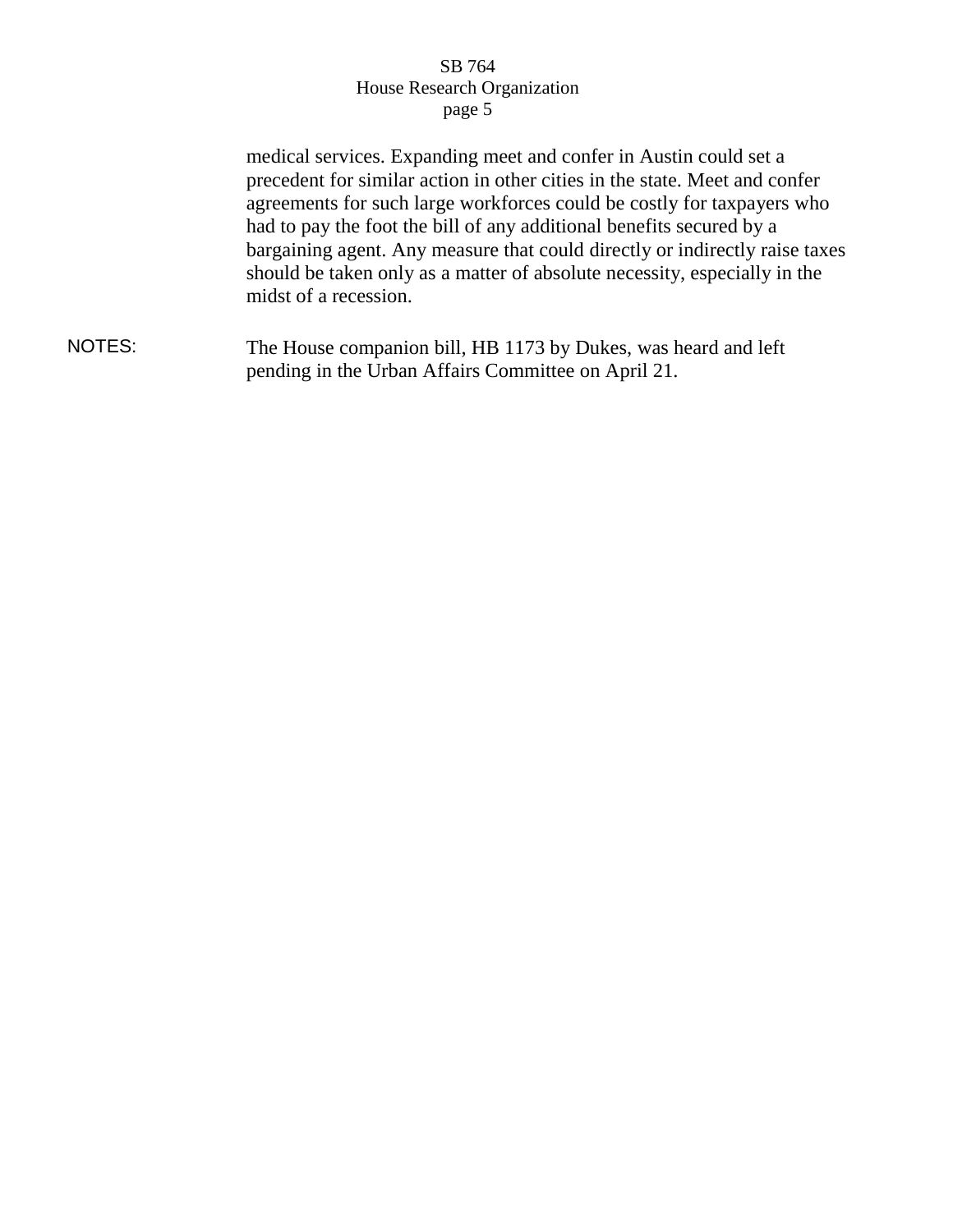medical services. Expanding meet and confer in Austin could set a precedent for similar action in other cities in the state. Meet and confer agreements for such large workforces could be costly for taxpayers who had to pay the foot the bill of any additional benefits secured by a bargaining agent. Any measure that could directly or indirectly raise taxes should be taken only as a matter of absolute necessity, especially in the midst of a recession.

NOTES: The House companion bill, HB 1173 by Dukes, was heard and left pending in the Urban Affairs Committee on April 21.